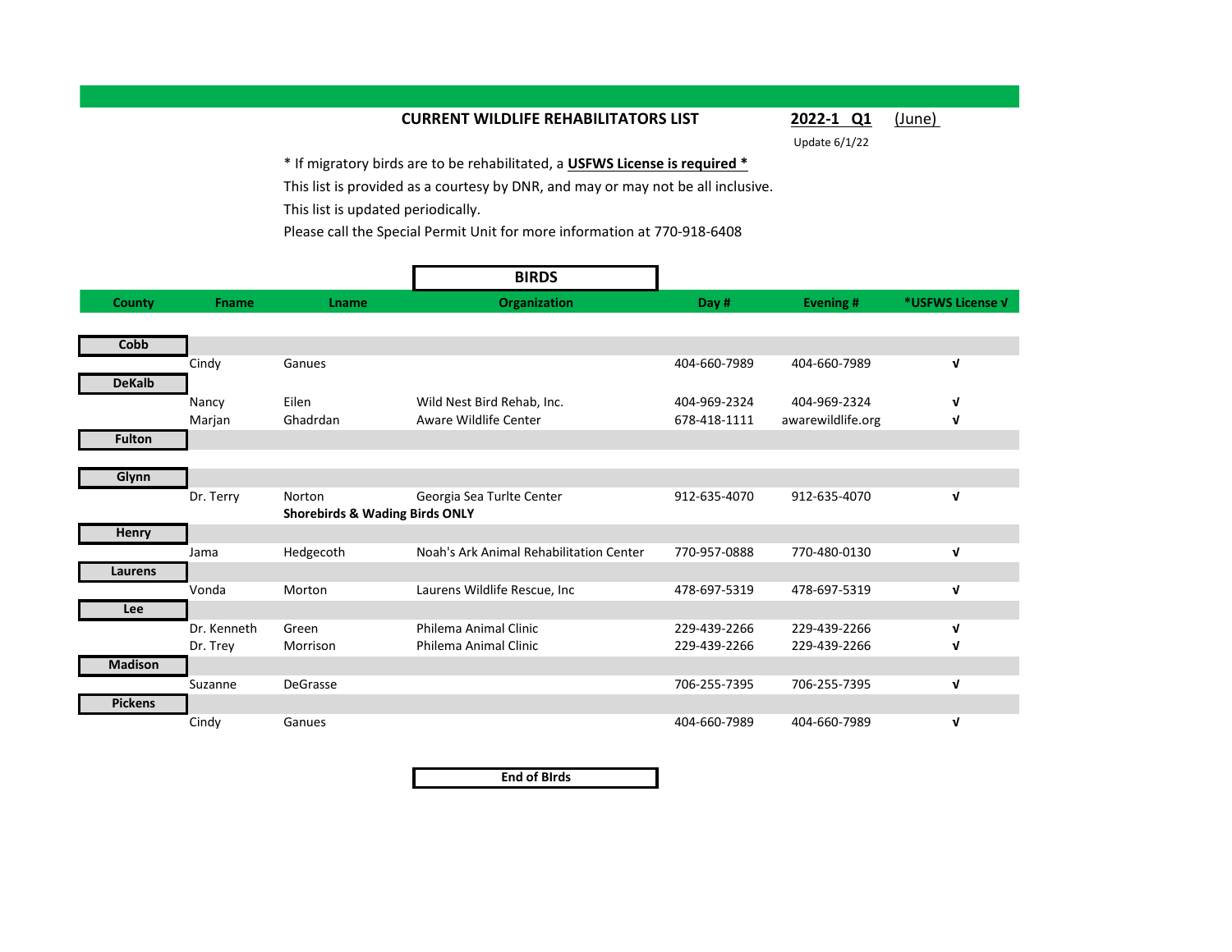**CURRENT WILDLIFE REHABILITATORS LIST** **2022-1 Q1** (June)

Update 6/1/22

\* If migratory birds are to be rehabilitated, a **USFWS License is required \***

This list is provided as a courtesy by DNR, and may or may not be all inclusive.

This list is updated periodically.

Please call the Special Permit Unit for more information at 770-918-6408

## BIRDS

| County | Fname | Lname | Organization | Day # | Evening # | *USFWS License √ |
|---|---|---|---|---|---|---|
| **Cobb** | | | | | | |
| | Cindy | Ganues | | 404-660-7989 | 404-660-7989 | √ |
| **DeKalb** | | | | | | |
| | Nancy | Eilen | Wild Nest Bird Rehab, Inc. | 404-969-2324 | 404-969-2324 | √ |
| | Marjan | Ghadrdan | Aware Wildlife Center | 678-418-1111 | awarewildlife.org | √ |
| **Fulton** | | | | | | |
| **Glynn** | | | | | | |
| | Dr. Terry | Norton | Georgia Sea Turlte Center | 912-635-4070 | 912-635-4070 | √ |
| | | **Shorebirds & Wading Birds ONLY** | | | | |
| **Henry** | | | | | | |
| | Jama | Hedgecoth | Noah's Ark Animal Rehabilitation Center | 770-957-0888 | 770-480-0130 | √ |
| **Laurens** | | | | | | |
| | Vonda | Morton | Laurens Wildlife Rescue, Inc | 478-697-5319 | 478-697-5319 | √ |
| **Lee** | | | | | | |
| | Dr. Kenneth | Green | Philema Animal Clinic | 229-439-2266 | 229-439-2266 | √ |
| | Dr. Trey | Morrison | Philema Animal Clinic | 229-439-2266 | 229-439-2266 | √ |
| **Madison** | | | | | | |
| | Suzanne | DeGrasse | | 706-255-7395 | 706-255-7395 | √ |
| **Pickens** | | | | | | |
| | Cindy | Ganues | | 404-660-7989 | 404-660-7989 | √ |

**End of BIrds**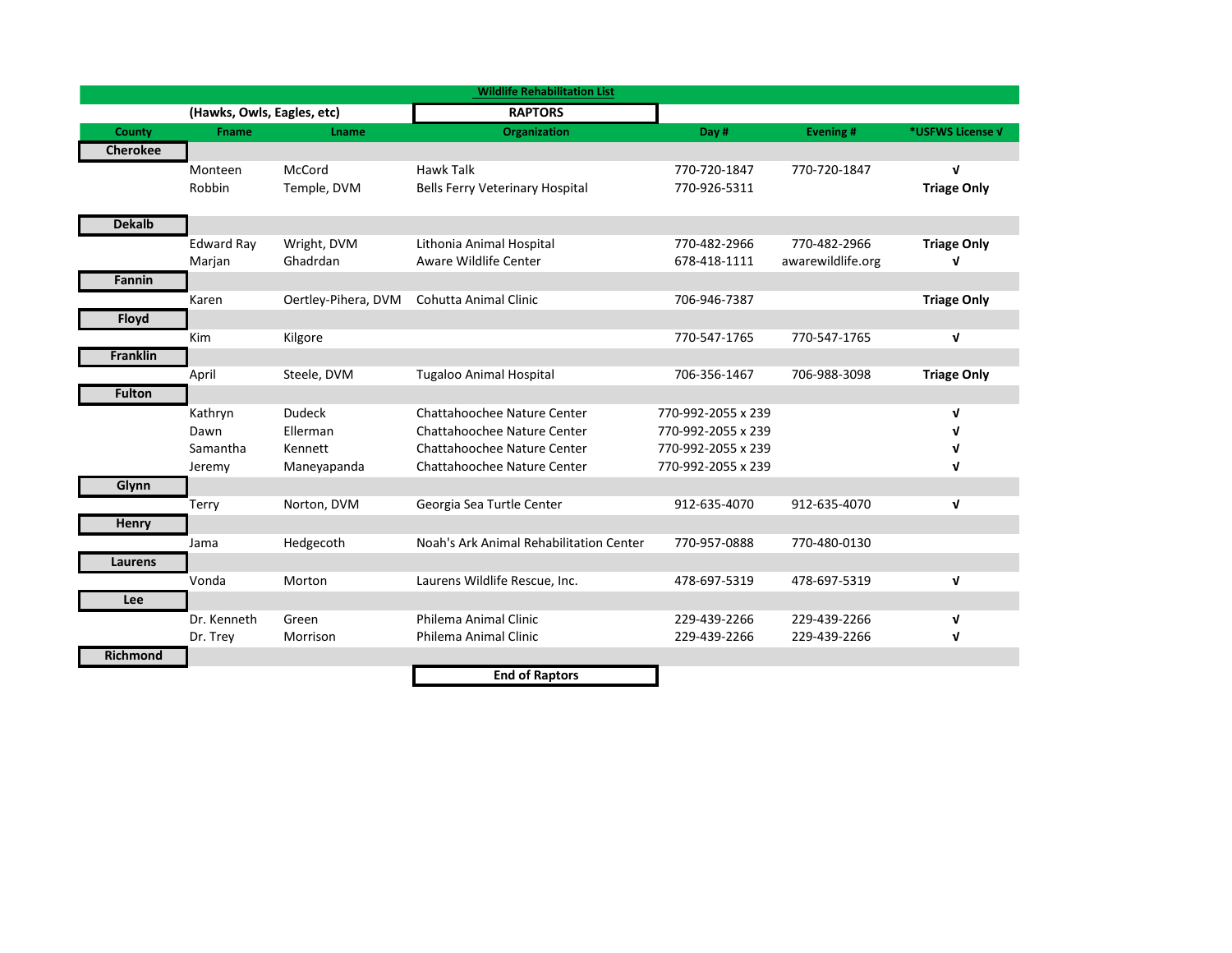## Wildlife Rehabilitation List

**(Hawks, Owls, Eagles, etc)** — **RAPTORS**

| County | Fname | Lname | Organization | Day # | Evening # | *USFWS License √ |
|---|---|---|---|---|---|---|
| **Cherokee** | | | | | | |
| | Monteen | McCord | Hawk Talk | 770-720-1847 | 770-720-1847 | √ |
| | Robbin | Temple, DVM | Bells Ferry Veterinary Hospital | 770-926-5311 | | **Triage Only** |
| **Dekalb** | | | | | | |
| | Edward Ray | Wright, DVM | Lithonia Animal Hospital | 770-482-2966 | 770-482-2966 | **Triage Only** |
| | Marjan | Ghadrdan | Aware Wildlife Center | 678-418-1111 | awarewildlife.org | √ |
| **Fannin** | | | | | | |
| | Karen | Oertley-Pihera, DVM | Cohutta Animal Clinic | 706-946-7387 | | **Triage Only** |
| **Floyd** | | | | | | |
| | Kim | Kilgore | | 770-547-1765 | 770-547-1765 | √ |
| **Franklin** | | | | | | |
| | April | Steele, DVM | Tugaloo Animal Hospital | 706-356-1467 | 706-988-3098 | **Triage Only** |
| **Fulton** | | | | | | |
| | Kathryn | Dudeck | Chattahoochee Nature Center | 770-992-2055 x 239 | | √ |
| | Dawn | Ellerman | Chattahoochee Nature Center | 770-992-2055 x 239 | | √ |
| | Samantha | Kennett | Chattahoochee Nature Center | 770-992-2055 x 239 | | √ |
| | Jeremy | Maneyapanda | Chattahoochee Nature Center | 770-992-2055 x 239 | | √ |
| **Glynn** | | | | | | |
| | Terry | Norton, DVM | Georgia Sea Turtle Center | 912-635-4070 | 912-635-4070 | √ |
| **Henry** | | | | | | |
| | Jama | Hedgecoth | Noah's Ark Animal Rehabilitation Center | 770-957-0888 | 770-480-0130 | |
| **Laurens** | | | | | | |
| | Vonda | Morton | Laurens Wildlife Rescue, Inc. | 478-697-5319 | 478-697-5319 | √ |
| **Lee** | | | | | | |
| | Dr. Kenneth | Green | Philema Animal Clinic | 229-439-2266 | 229-439-2266 | √ |
| | Dr. Trey | Morrison | Philema Animal Clinic | 229-439-2266 | 229-439-2266 | √ |
| **Richmond** | | | | | | |

**End of Raptors**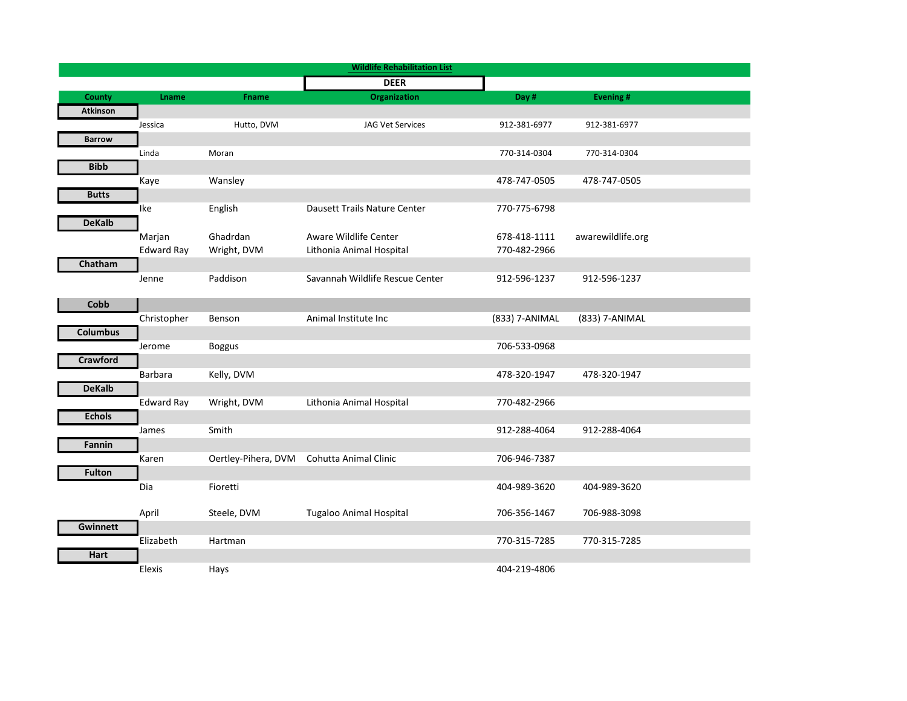| Wildlife Rehabilitation List | | | | | |
|---|---|---|---|---|---|
| | | | DEER | | |
| County | Lname | Fname | Organization | Day # | Evening # |
| Atkinson | | | | | |
| | Jessica | Hutto, DVM | JAG Vet Services | 912-381-6977 | 912-381-6977 |
| Barrow | | | | | |
| | Linda | Moran | | 770-314-0304 | 770-314-0304 |
| Bibb | | | | | |
| | Kaye | Wansley | | 478-747-0505 | 478-747-0505 |
| Butts | | | | | |
| | Ike | English | Dausett Trails Nature Center | 770-775-6798 | |
| DeKalb | | | | | |
| | Marjan | Ghadrdan | Aware Wildlife Center | 678-418-1111 | awarewildlife.org |
| | Edward Ray | Wright, DVM | Lithonia Animal Hospital | 770-482-2966 | |
| Chatham | | | | | |
| | Jenne | Paddison | Savannah Wildlife Rescue Center | 912-596-1237 | 912-596-1237 |
| Cobb | | | | | |
| | Christopher | Benson | Animal Institute Inc | (833) 7-ANIMAL | (833) 7-ANIMAL |
| Columbus | | | | | |
| | Jerome | Boggus | | 706-533-0968 | |
| Crawford | | | | | |
| | Barbara | Kelly, DVM | | 478-320-1947 | 478-320-1947 |
| DeKalb | | | | | |
| | Edward Ray | Wright, DVM | Lithonia Animal Hospital | 770-482-2966 | |
| Echols | | | | | |
| | James | Smith | | 912-288-4064 | 912-288-4064 |
| Fannin | | | | | |
| | Karen | Oertley-Pihera, DVM | Cohutta Animal Clinic | 706-946-7387 | |
| Fulton | | | | | |
| | Dia | Fioretti | | 404-989-3620 | 404-989-3620 |
| | April | Steele, DVM | Tugaloo Animal Hospital | 706-356-1467 | 706-988-3098 |
| Gwinnett | | | | | |
| | Elizabeth | Hartman | | 770-315-7285 | 770-315-7285 |
| Hart | | | | | |
| | Elexis | Hays | | 404-219-4806 | |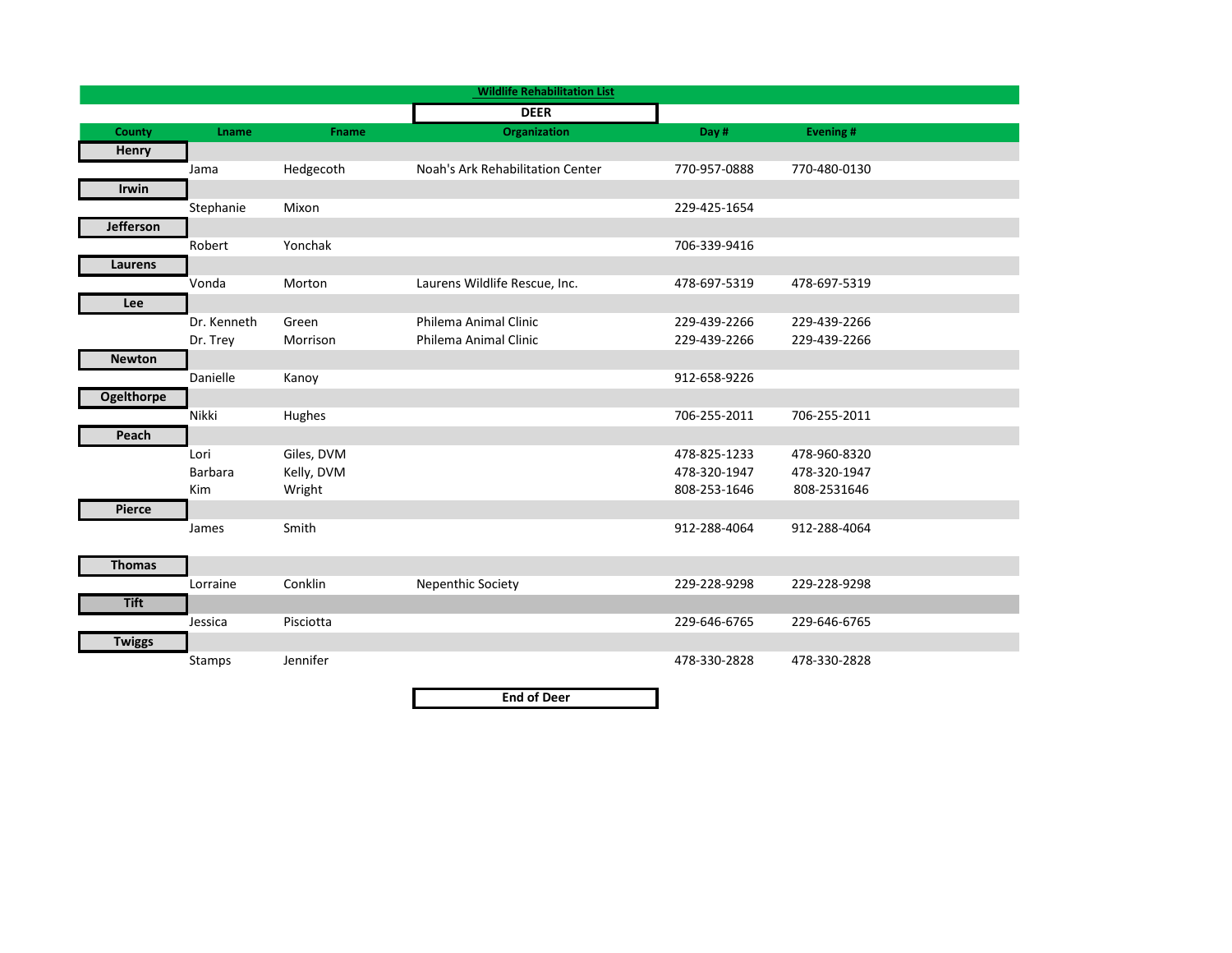## Wildlife Rehabilitation List

### DEER

| County | Lname | Fname | Organization | Day # | Evening # |
|---|---|---|---|---|---|
| **Henry** | | | | | |
| | Jama | Hedgecoth | Noah's Ark Rehabilitation Center | 770-957-0888 | 770-480-0130 |
| **Irwin** | | | | | |
| | Stephanie | Mixon | | 229-425-1654 | |
| **Jefferson** | | | | | |
| | Robert | Yonchak | | 706-339-9416 | |
| **Laurens** | | | | | |
| | Vonda | Morton | Laurens Wildlife Rescue, Inc. | 478-697-5319 | 478-697-5319 |
| **Lee** | | | | | |
| | Dr. Kenneth | Green | Philema Animal Clinic | 229-439-2266 | 229-439-2266 |
| | Dr. Trey | Morrison | Philema Animal Clinic | 229-439-2266 | 229-439-2266 |
| **Newton** | | | | | |
| | Danielle | Kanoy | | 912-658-9226 | |
| **Ogelthorpe** | | | | | |
| | Nikki | Hughes | | 706-255-2011 | 706-255-2011 |
| **Peach** | | | | | |
| | Lori | Giles, DVM | | 478-825-1233 | 478-960-8320 |
| | Barbara | Kelly, DVM | | 478-320-1947 | 478-320-1947 |
| | Kim | Wright | | 808-253-1646 | 808-2531646 |
| **Pierce** | | | | | |
| | James | Smith | | 912-288-4064 | 912-288-4064 |
| **Thomas** | | | | | |
| | Lorraine | Conklin | Nepenthic Society | 229-228-9298 | 229-228-9298 |
| **Tift** | | | | | |
| | Jessica | Pisciotta | | 229-646-6765 | 229-646-6765 |
| **Twiggs** | | | | | |
| | Stamps | Jennifer | | 478-330-2828 | 478-330-2828 |

**End of Deer**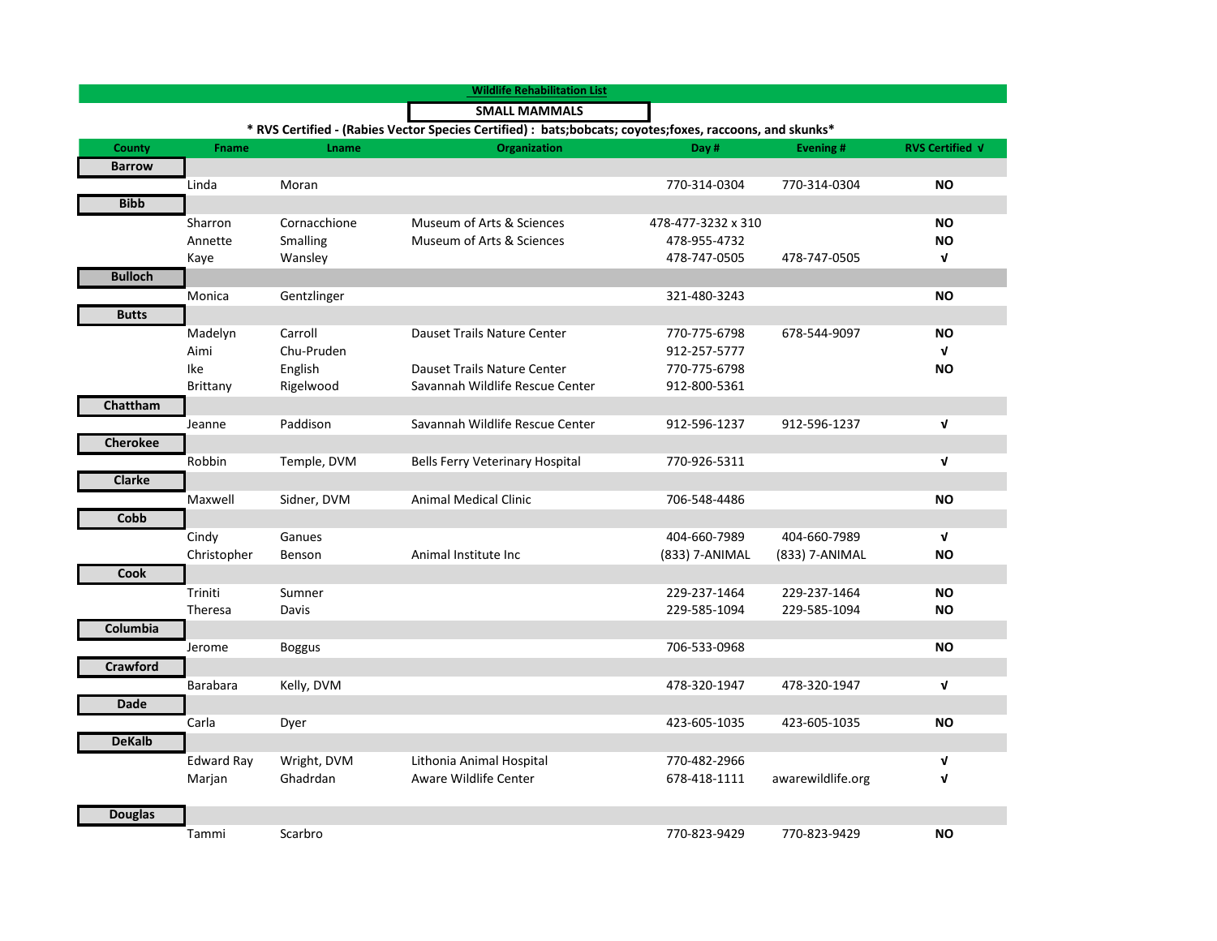## Wildlife Rehabilitation List

### SMALL MAMMALS

**\* RVS Certified - (Rabies Vector Species Certified) : bats;bobcats; coyotes;foxes, raccoons, and skunks\***

| County | Fname | Lname | Organization | Day # | Evening # | RVS Certified √ |
|---|---|---|---|---|---|---|
| **Barrow** | | | | | | |
| | Linda | Moran | | 770-314-0304 | 770-314-0304 | **NO** |
| **Bibb** | | | | | | |
| | Sharron | Cornacchione | Museum of Arts & Sciences | 478-477-3232 x 310 | | **NO** |
| | Annette | Smalling | Museum of Arts & Sciences | 478-955-4732 | | **NO** |
| | Kaye | Wansley | | 478-747-0505 | 478-747-0505 | **√** |
| **Bulloch** | | | | | | |
| | Monica | Gentzlinger | | 321-480-3243 | | **NO** |
| **Butts** | | | | | | |
| | Madelyn | Carroll | Dauset Trails Nature Center | 770-775-6798 | 678-544-9097 | **NO** |
| | Aimi | Chu-Pruden | | 912-257-5777 | | **√** |
| | Ike | English | Dauset Trails Nature Center | 770-775-6798 | | **NO** |
| | Brittany | Rigelwood | Savannah Wildlife Rescue Center | 912-800-5361 | | |
| **Chattham** | | | | | | |
| | Jeanne | Paddison | Savannah Wildlife Rescue Center | 912-596-1237 | 912-596-1237 | **√** |
| **Cherokee** | | | | | | |
| | Robbin | Temple, DVM | Bells Ferry Veterinary Hospital | 770-926-5311 | | **√** |
| **Clarke** | | | | | | |
| | Maxwell | Sidner, DVM | Animal Medical Clinic | 706-548-4486 | | **NO** |
| **Cobb** | | | | | | |
| | Cindy | Ganues | | 404-660-7989 | 404-660-7989 | **√** |
| | Christopher | Benson | Animal Institute Inc | (833) 7-ANIMAL | (833) 7-ANIMAL | **NO** |
| **Cook** | | | | | | |
| | Triniti | Sumner | | 229-237-1464 | 229-237-1464 | **NO** |
| | Theresa | Davis | | 229-585-1094 | 229-585-1094 | **NO** |
| **Columbia** | | | | | | |
| | Jerome | Boggus | | 706-533-0968 | | **NO** |
| **Crawford** | | | | | | |
| | Barabara | Kelly, DVM | | 478-320-1947 | 478-320-1947 | **√** |
| **Dade** | | | | | | |
| | Carla | Dyer | | 423-605-1035 | 423-605-1035 | **NO** |
| **DeKalb** | | | | | | |
| | Edward Ray | Wright, DVM | Lithonia Animal Hospital | 770-482-2966 | | **√** |
| | Marjan | Ghadrdan | Aware Wildlife Center | 678-418-1111 | awarewildlife.org | **√** |
| **Douglas** | | | | | | |
| | Tammi | Scarbro | | 770-823-9429 | 770-823-9429 | **NO** |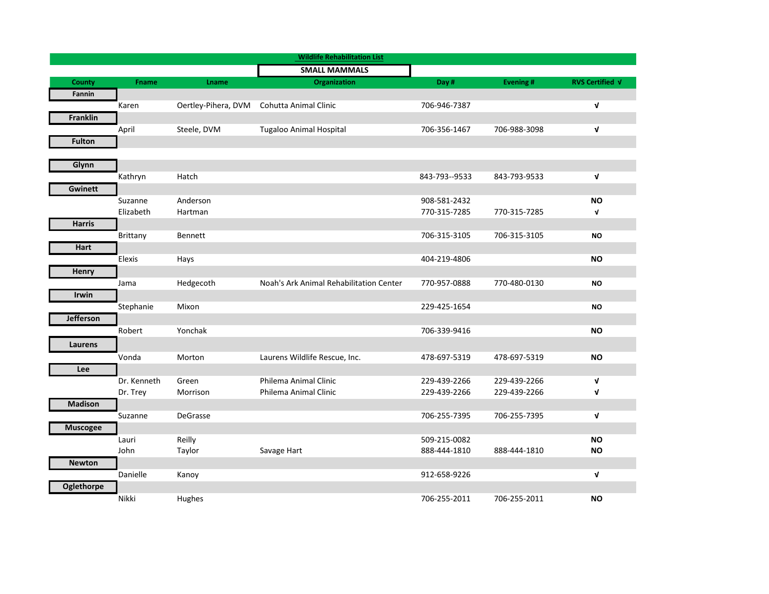**Wildlife Rehabilitation List**

**SMALL MAMMALS**

| County | Fname | Lname | Organization | Day # | Evening # | RVS Certified √ |
|---|---|---|---|---|---|---|
| **Fannin** | | | | | | |
| | Karen | Oertley-Pihera, DVM | Cohutta Animal Clinic | 706-946-7387 | | √ |
| **Franklin** | | | | | | |
| | April | Steele, DVM | Tugaloo Animal Hospital | 706-356-1467 | 706-988-3098 | √ |
| **Fulton** | | | | | | |
| **Glynn** | | | | | | |
| | Kathryn | Hatch | | 843-793--9533 | 843-793-9533 | √ |
| **Gwinett** | | | | | | |
| | Suzanne | Anderson | | 908-581-2432 | | NO |
| | Elizabeth | Hartman | | 770-315-7285 | 770-315-7285 | √ |
| **Harris** | | | | | | |
| | Brittany | Bennett | | 706-315-3105 | 706-315-3105 | NO |
| **Hart** | | | | | | |
| | Elexis | Hays | | 404-219-4806 | | NO |
| **Henry** | | | | | | |
| | Jama | Hedgecoth | Noah's Ark Animal Rehabilitation Center | 770-957-0888 | 770-480-0130 | NO |
| **Irwin** | | | | | | |
| | Stephanie | Mixon | | 229-425-1654 | | NO |
| **Jefferson** | | | | | | |
| | Robert | Yonchak | | 706-339-9416 | | NO |
| **Laurens** | | | | | | |
| | Vonda | Morton | Laurens Wildlife Rescue, Inc. | 478-697-5319 | 478-697-5319 | NO |
| **Lee** | | | | | | |
| | Dr. Kenneth | Green | Philema Animal Clinic | 229-439-2266 | 229-439-2266 | √ |
| | Dr. Trey | Morrison | Philema Animal Clinic | 229-439-2266 | 229-439-2266 | √ |
| **Madison** | | | | | | |
| | Suzanne | DeGrasse | | 706-255-7395 | 706-255-7395 | √ |
| **Muscogee** | | | | | | |
| | Lauri | Reilly | | 509-215-0082 | | NO |
| | John | Taylor | Savage Hart | 888-444-1810 | 888-444-1810 | NO |
| **Newton** | | | | | | |
| | Danielle | Kanoy | | 912-658-9226 | | √ |
| **Oglethorpe** | | | | | | |
| | Nikki | Hughes | | 706-255-2011 | 706-255-2011 | NO |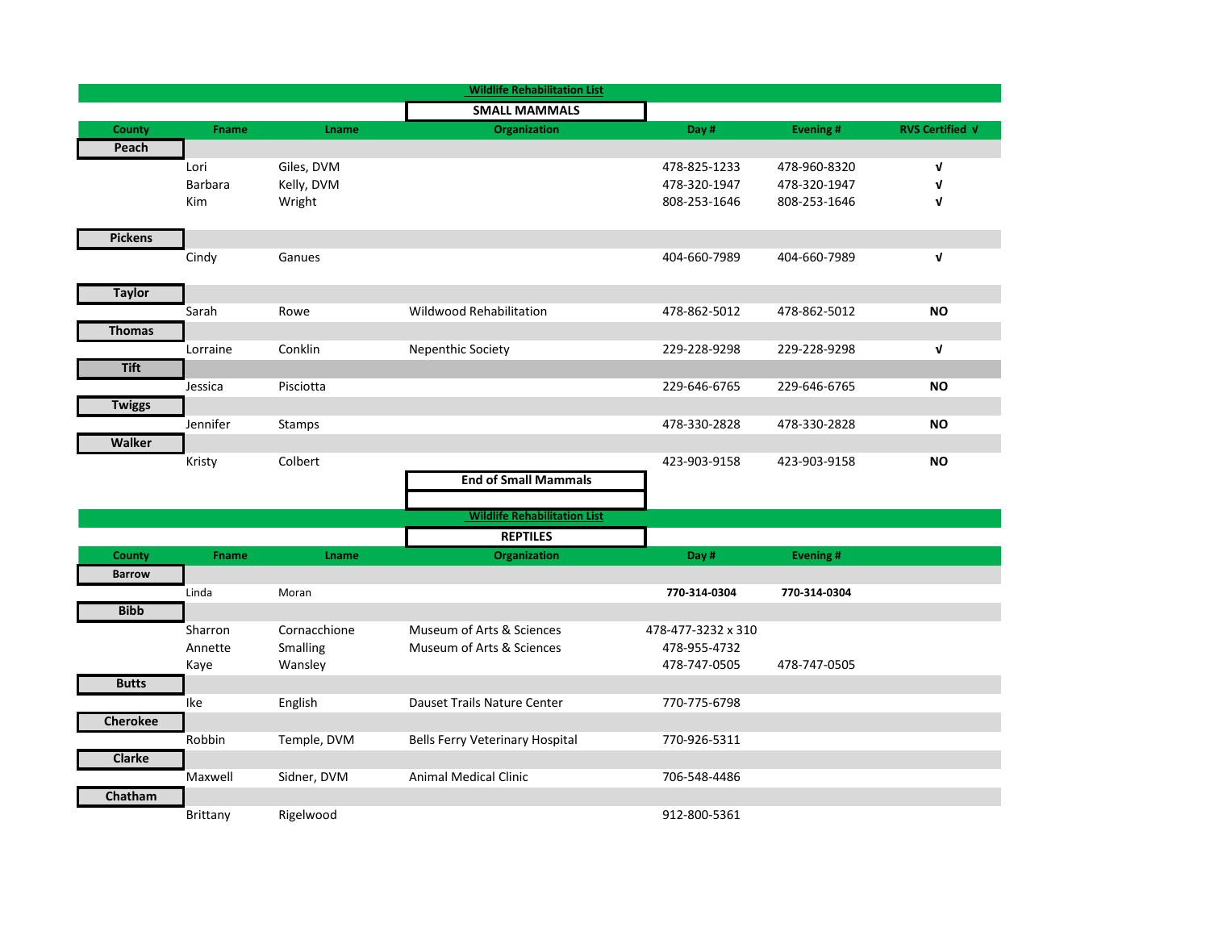## Wildlife Rehabilitation List

### SMALL MAMMALS

| County | Fname | Lname | Organization | Day # | Evening # | RVS Certified √ |
|---|---|---|---|---|---|---|
| **Peach** | | | | | | |
| | Lori | Giles, DVM | | 478-825-1233 | 478-960-8320 | √ |
| | Barbara | Kelly, DVM | | 478-320-1947 | 478-320-1947 | √ |
| | Kim | Wright | | 808-253-1646 | 808-253-1646 | √ |
| **Pickens** | | | | | | |
| | Cindy | Ganues | | 404-660-7989 | 404-660-7989 | √ |
| **Taylor** | | | | | | |
| | Sarah | Rowe | Wildwood Rehabilitation | 478-862-5012 | 478-862-5012 | **NO** |
| **Thomas** | | | | | | |
| | Lorraine | Conklin | Nepenthic Society | 229-228-9298 | 229-228-9298 | √ |
| **Tift** | | | | | | |
| | Jessica | Pisciotta | | 229-646-6765 | 229-646-6765 | **NO** |
| **Twiggs** | | | | | | |
| | Jennifer | Stamps | | 478-330-2828 | 478-330-2828 | **NO** |
| **Walker** | | | | | | |
| | Kristy | Colbert | | 423-903-9158 | 423-903-9158 | **NO** |

**End of Small Mammals**

## Wildlife Rehabilitation List

### REPTILES

| County | Fname | Lname | Organization | Day # | Evening # |
|---|---|---|---|---|---|
| **Barrow** | | | | | |
| | Linda | Moran | | **770-314-0304** | **770-314-0304** |
| **Bibb** | | | | | |
| | Sharron | Cornacchione | Museum of Arts & Sciences | 478-477-3232 x 310 | |
| | Annette | Smalling | Museum of Arts & Sciences | 478-955-4732 | |
| | Kaye | Wansley | | 478-747-0505 | 478-747-0505 |
| **Butts** | | | | | |
| | Ike | English | Dauset Trails Nature Center | 770-775-6798 | |
| **Cherokee** | | | | | |
| | Robbin | Temple, DVM | Bells Ferry Veterinary Hospital | 770-926-5311 | |
| **Clarke** | | | | | |
| | Maxwell | Sidner, DVM | Animal Medical Clinic | 706-548-4486 | |
| **Chatham** | | | | | |
| | Brittany | Rigelwood | | 912-800-5361 | |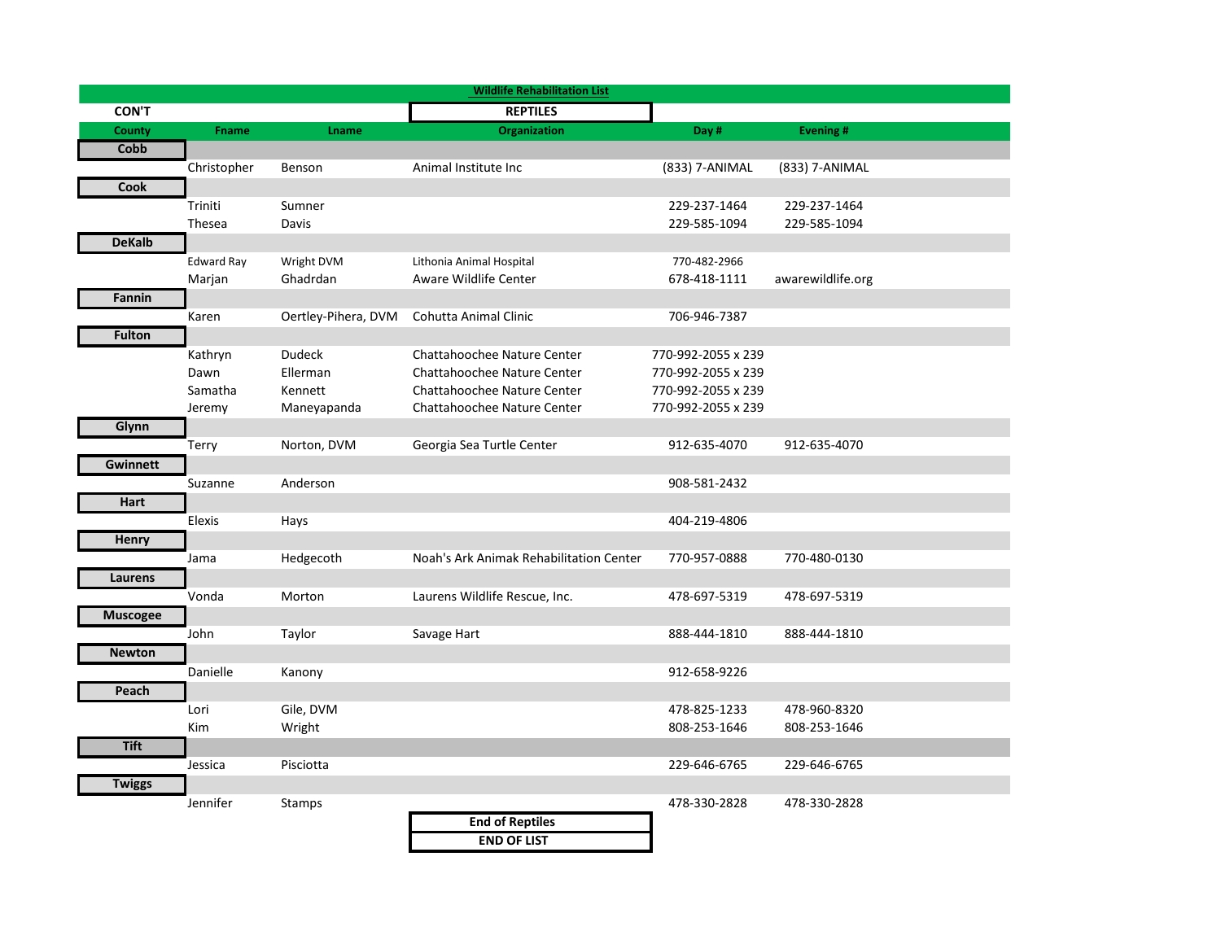## Wildlife Rehabilitation List

CON'T

**REPTILES**

| County | Fname | Lname | Organization | Day # | Evening # |
|---|---|---|---|---|---|
| **Cobb** | | | | | |
| | Christopher | Benson | Animal Institute Inc | (833) 7-ANIMAL | (833) 7-ANIMAL |
| **Cook** | | | | | |
| | Triniti | Sumner | | 229-237-1464 | 229-237-1464 |
| | Thesea | Davis | | 229-585-1094 | 229-585-1094 |
| **DeKalb** | | | | | |
| | Edward Ray | Wright DVM | Lithonia Animal Hospital | 770-482-2966 | |
| | Marjan | Ghadrdan | Aware Wildlife Center | 678-418-1111 | awarewildlife.org |
| **Fannin** | | | | | |
| | Karen | Oertley-Pihera, DVM | Cohutta Animal Clinic | 706-946-7387 | |
| **Fulton** | | | | | |
| | Kathryn | Dudeck | Chattahoochee Nature Center | 770-992-2055 x 239 | |
| | Dawn | Ellerman | Chattahoochee Nature Center | 770-992-2055 x 239 | |
| | Samatha | Kennett | Chattahoochee Nature Center | 770-992-2055 x 239 | |
| | Jeremy | Maneyapanda | Chattahoochee Nature Center | 770-992-2055 x 239 | |
| **Glynn** | | | | | |
| | Terry | Norton, DVM | Georgia Sea Turtle Center | 912-635-4070 | 912-635-4070 |
| **Gwinnett** | | | | | |
| | Suzanne | Anderson | | 908-581-2432 | |
| **Hart** | | | | | |
| | Elexis | Hays | | 404-219-4806 | |
| **Henry** | | | | | |
| | Jama | Hedgecoth | Noah's Ark Animak Rehabilitation Center | 770-957-0888 | 770-480-0130 |
| **Laurens** | | | | | |
| | Vonda | Morton | Laurens Wildlife Rescue, Inc. | 478-697-5319 | 478-697-5319 |
| **Muscogee** | | | | | |
| | John | Taylor | Savage Hart | 888-444-1810 | 888-444-1810 |
| **Newton** | | | | | |
| | Danielle | Kanony | | 912-658-9226 | |
| **Peach** | | | | | |
| | Lori | Gile, DVM | | 478-825-1233 | 478-960-8320 |
| | Kim | Wright | | 808-253-1646 | 808-253-1646 |
| **Tift** | | | | | |
| | Jessica | Pisciotta | | 229-646-6765 | 229-646-6765 |
| **Twiggs** | | | | | |
| | Jennifer | Stamps | | 478-330-2828 | 478-330-2828 |

**End of Reptiles**

**END OF LIST**